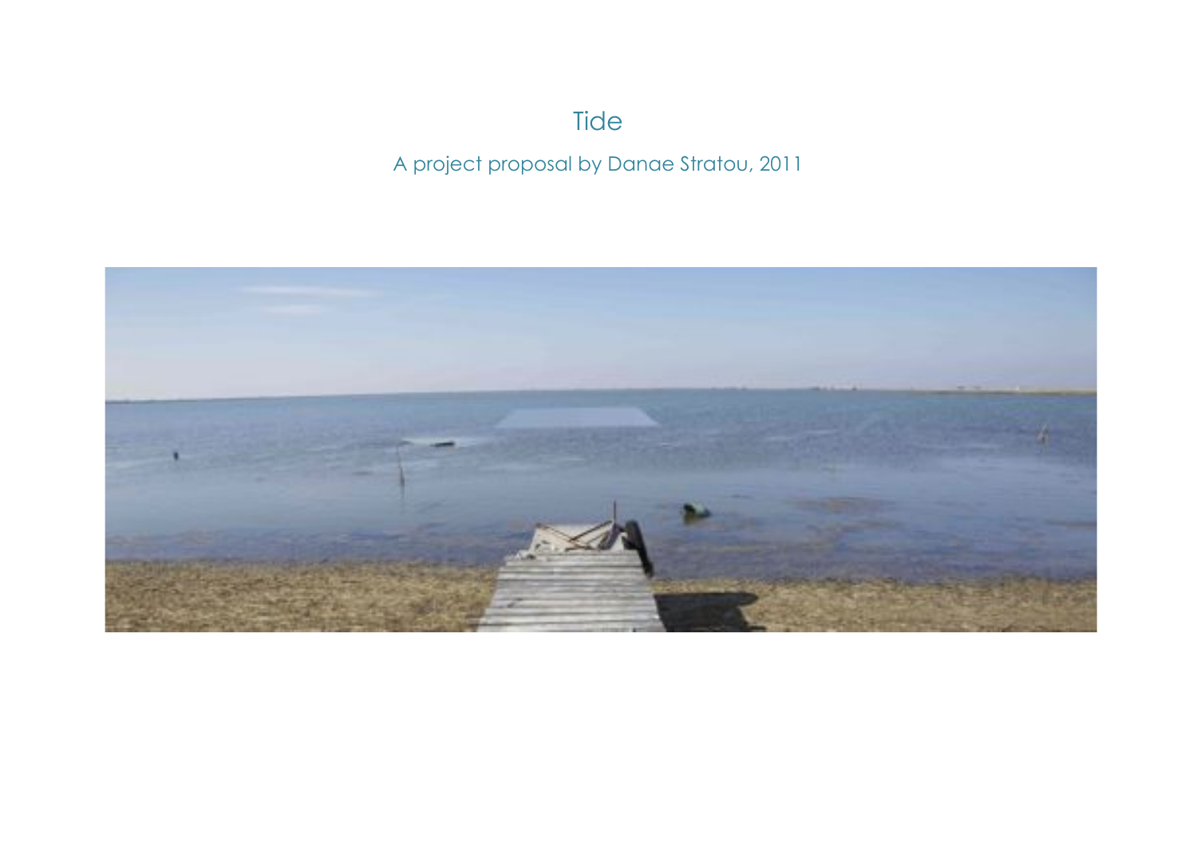# Tide

A project proposal by Danae Stratou, 2011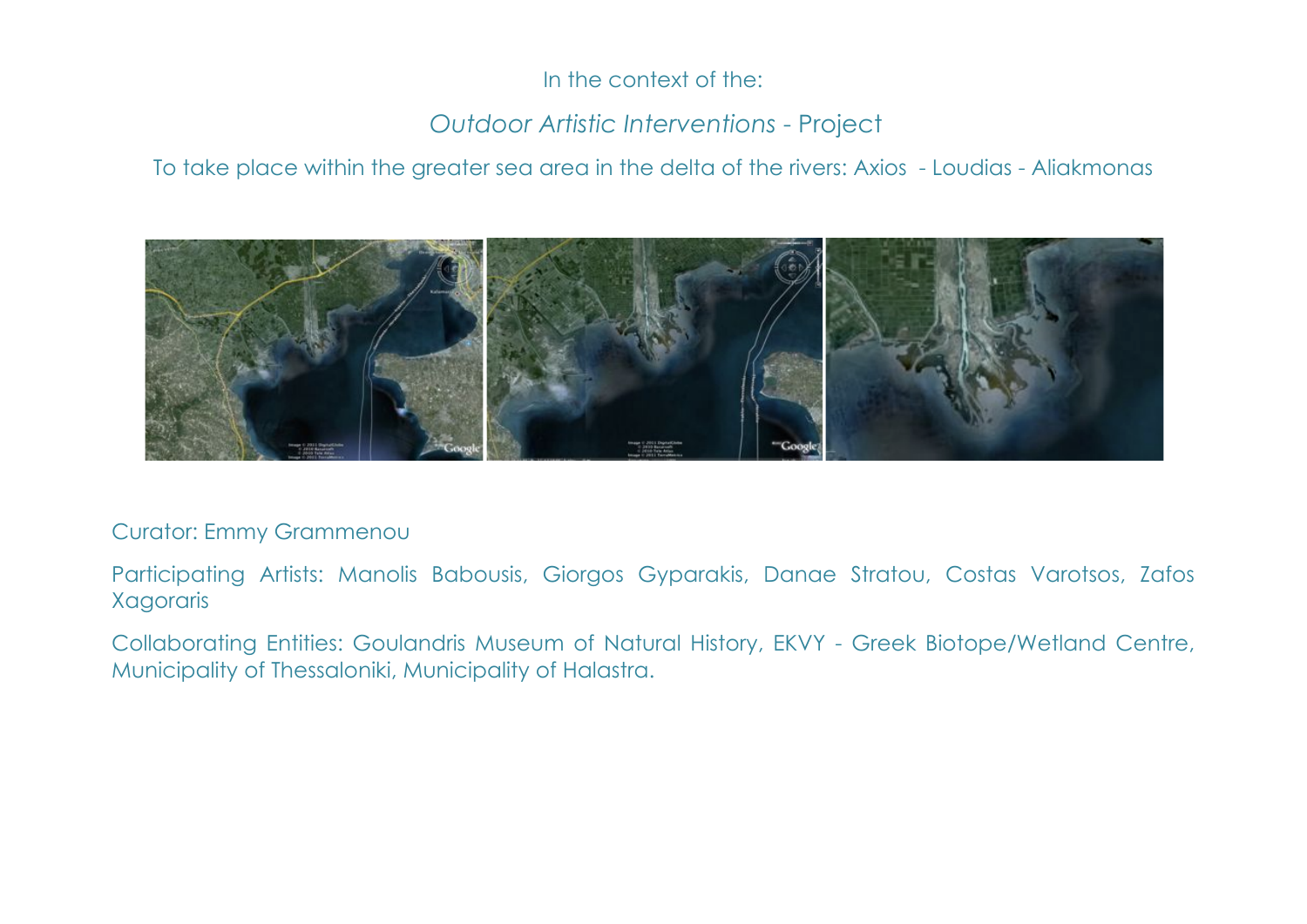In the context of the:

*Outdoor Artistic Interventions* - Project

To take place within the greater sea area in the delta of the rivers: Axios - Loudias - Aliakmonas

Curator: Emmy Grammenou

Participating Artists: Manolis Babousis, Giorgos Gyparakis, Danae Stratou, Costas Varotsos, Zafos Xagoraris

Collaborating Entities: Goulandris Museum of Natural History, EKVY - Greek Biotope/Wetland Centre, Municipality of Thessaloniki, Municipality of Halastra.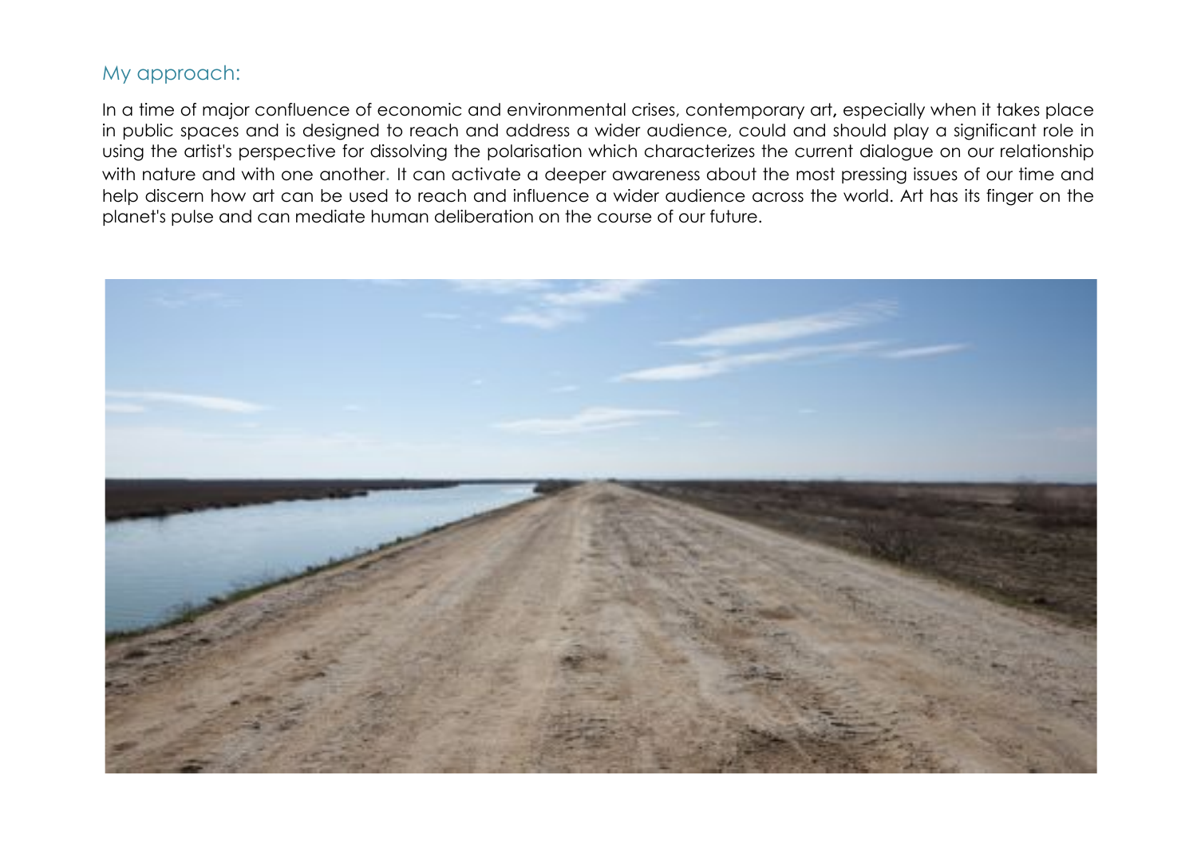## My approach:

In a time of major confluence of economic and environmental crises, contemporary art, especially when it takes place in public spaces and is designed to reach and address a wider audience, could and should play a significant role in using the artist's perspective for dissolving the polarisation which characterizes the current dialogue on our relationship with nature and with one another. It can activate a deeper awareness about the most pressing issues of our time and help discern how art can be used to reach and influence a wider audience across the world. Art has its finger on the planet's pulse and can mediate human deliberation on the course of our future.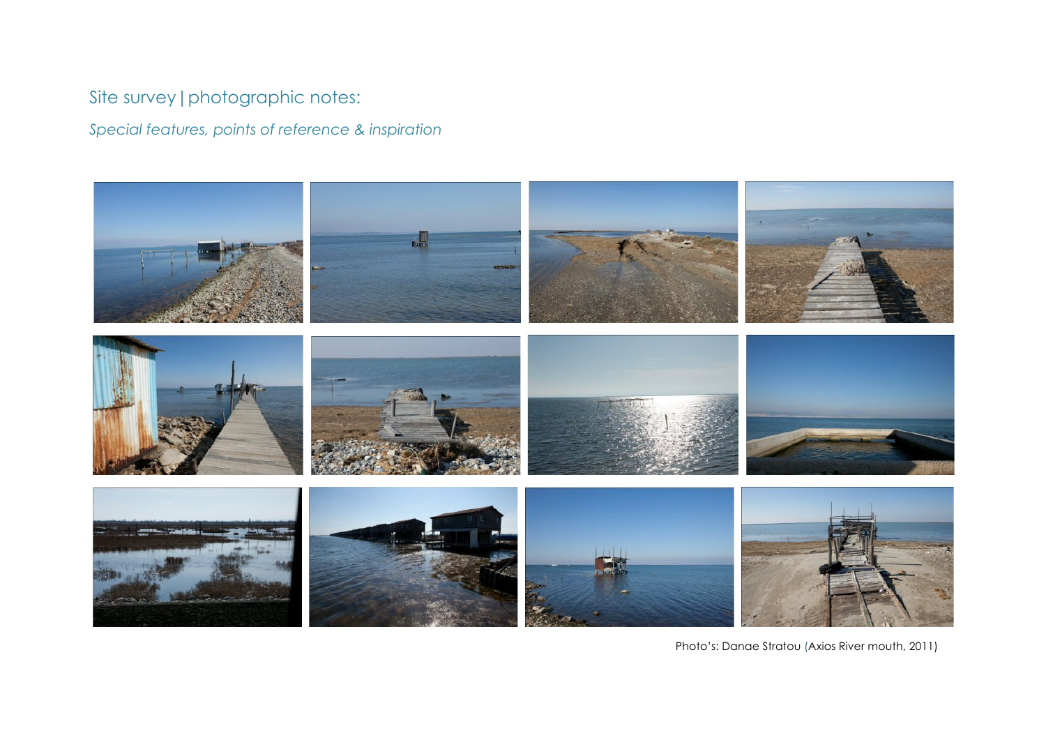# Site survey | photographic notes:

*Special features, points of reference & inspiration*

Photo's: Danae Stratou (Axios River mouth, 2011)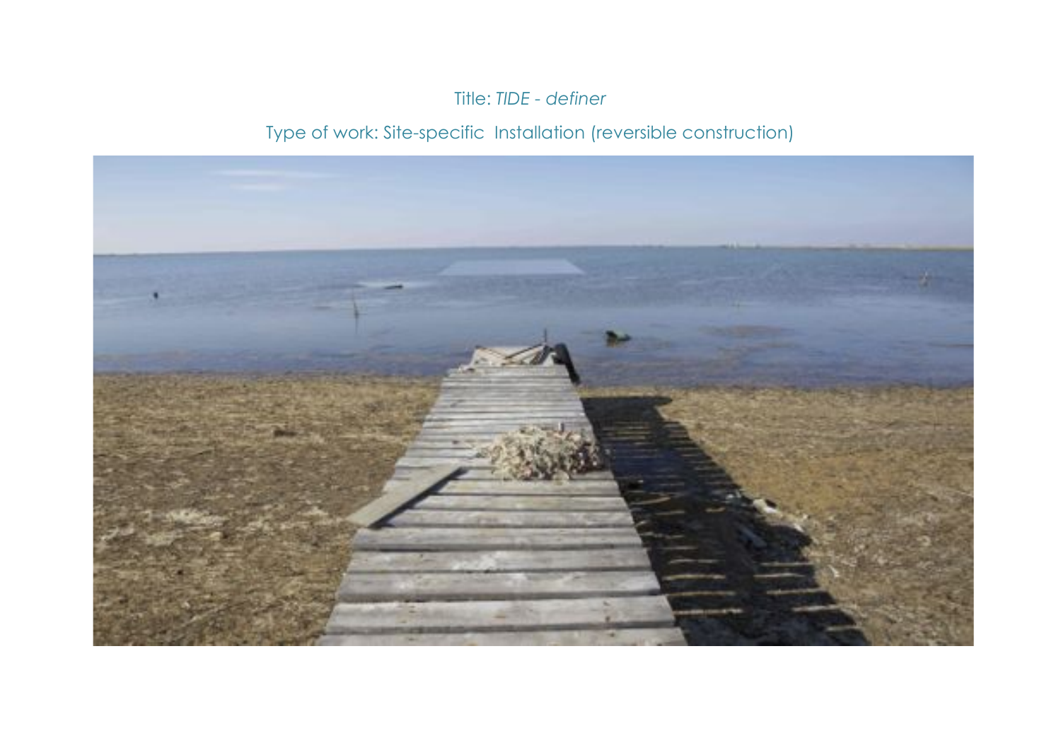Title: *TIDE - definer*

Type of work: Site-specific  Installation (reversible construction)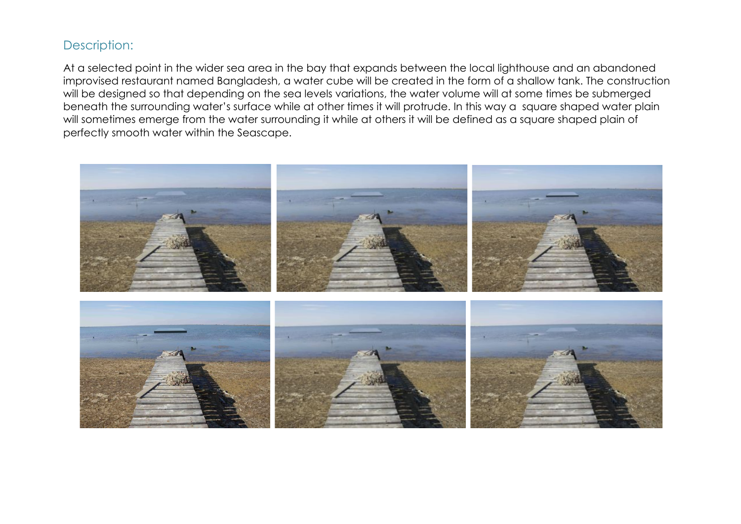## Description:

At a selected point in the wider sea area in the bay that expands between the local lighthouse and an abandoned improvised restaurant named Bangladesh, a water cube will be created in the form of a shallow tank. The construction will be designed so that depending on the sea levels variations, the water volume will at some times be submerged beneath the surrounding water's surface while at other times it will protrude. In this way a square shaped water plain will sometimes emerge from the water surrounding it while at others it will be defined as a square shaped plain of perfectly smooth water within the Seascape.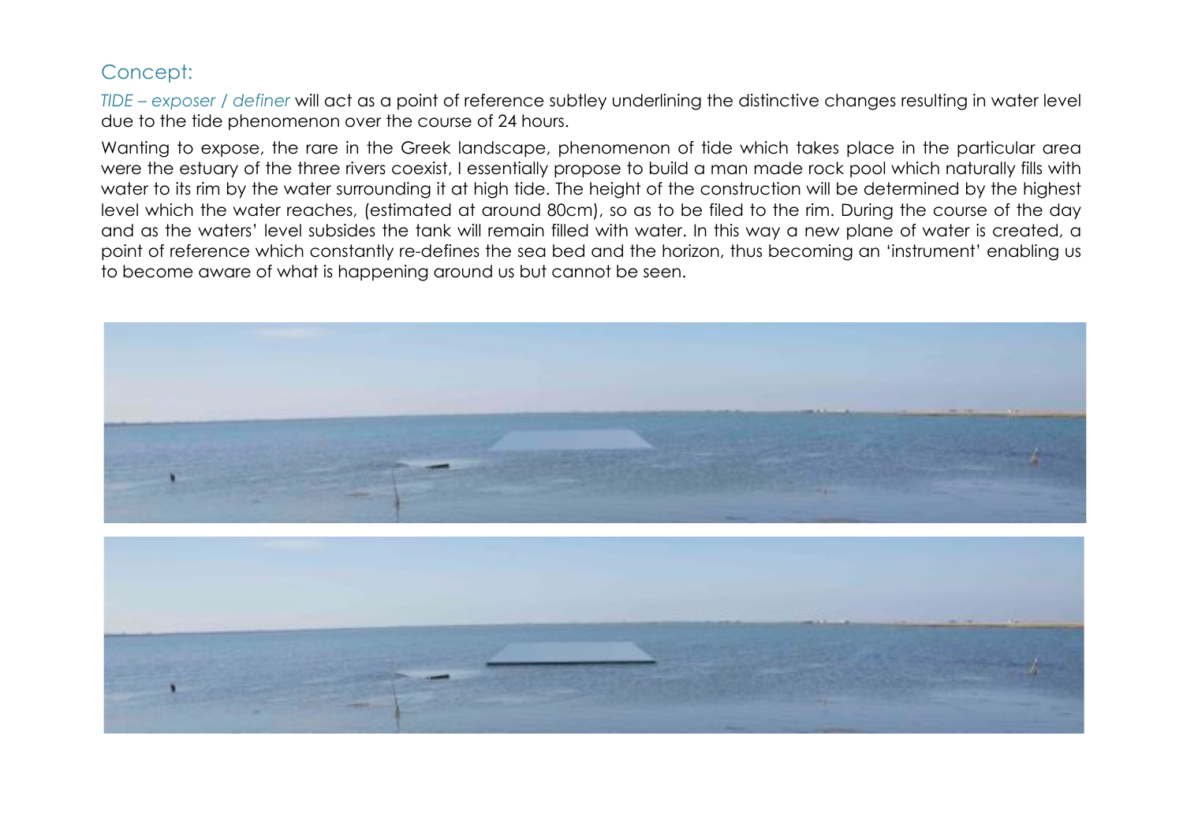## Concept:

*TIDE – exposer / definer* will act as a point of reference subtley underlining the distinctive changes resulting in water level due to the tide phenomenon over the course of 24 hours.

Wanting to expose, the rare in the Greek landscape, phenomenon of tide which takes place in the particular area were the estuary of the three rivers coexist, I essentially propose to build a man made rock pool which naturally fills with water to its rim by the water surrounding it at high tide. The height of the construction will be determined by the highest level which the water reaches, (estimated at around 80cm), so as to be filed to the rim. During the course of the day and as the waters' level subsides the tank will remain filled with water. In this way a new plane of water is created, a point of reference which constantly re-defines the sea bed and the horizon, thus becoming an 'instrument' enabling us to become aware of what is happening around us but cannot be seen.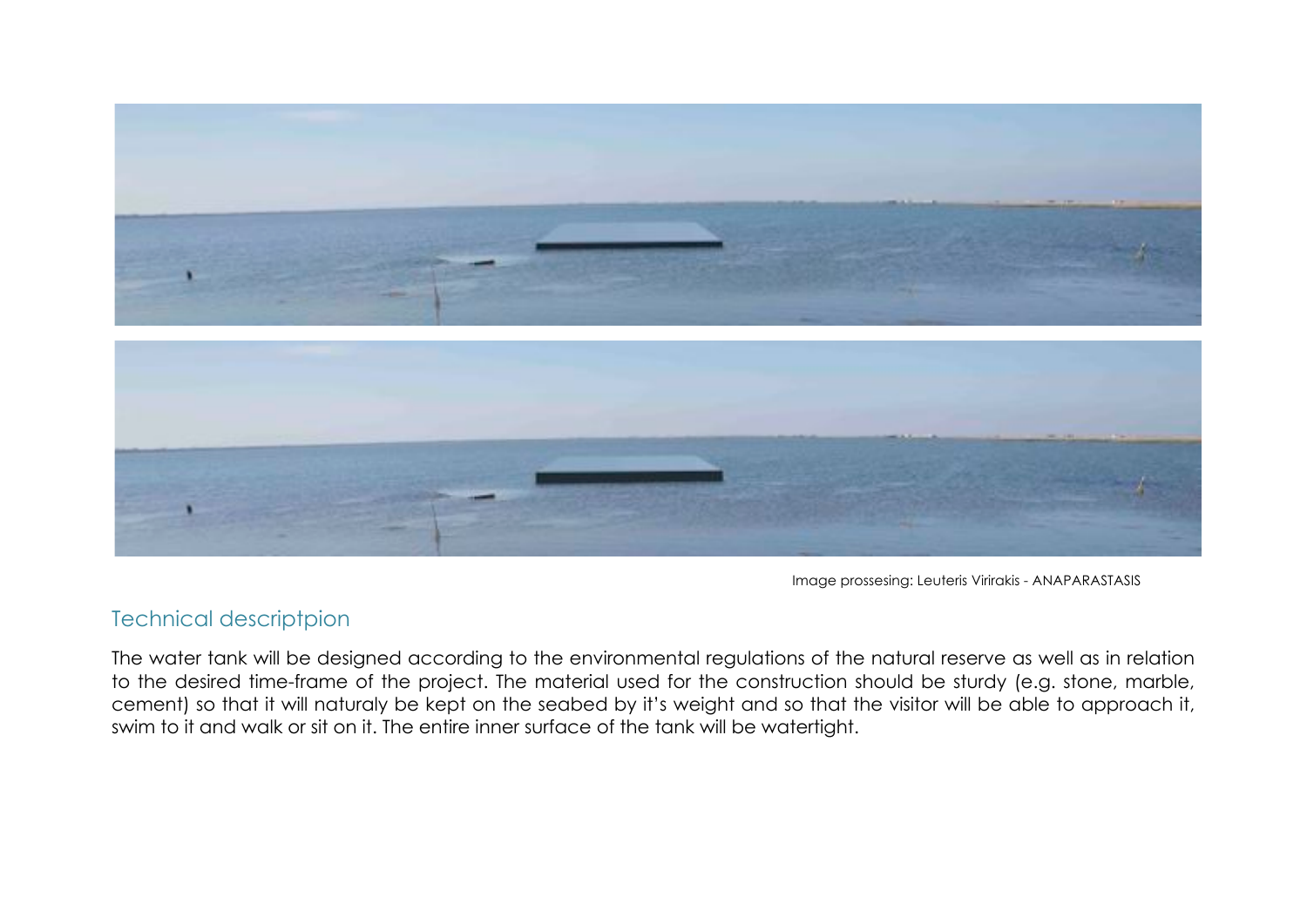Image prossesing: Leuteris Virirakis - ANAPARASTASIS

## Technical descriptpion

The water tank will be designed according to the environmental regulations of the natural reserve as well as in relation to the desired time-frame of the project. The material used for the construction should be sturdy (e.g. stone, marble, cement) so that it will naturaly be kept on the seabed by it's weight and so that the visitor will be able to approach it, swim to it and walk or sit on it. The entire inner surface of the tank will be watertight.